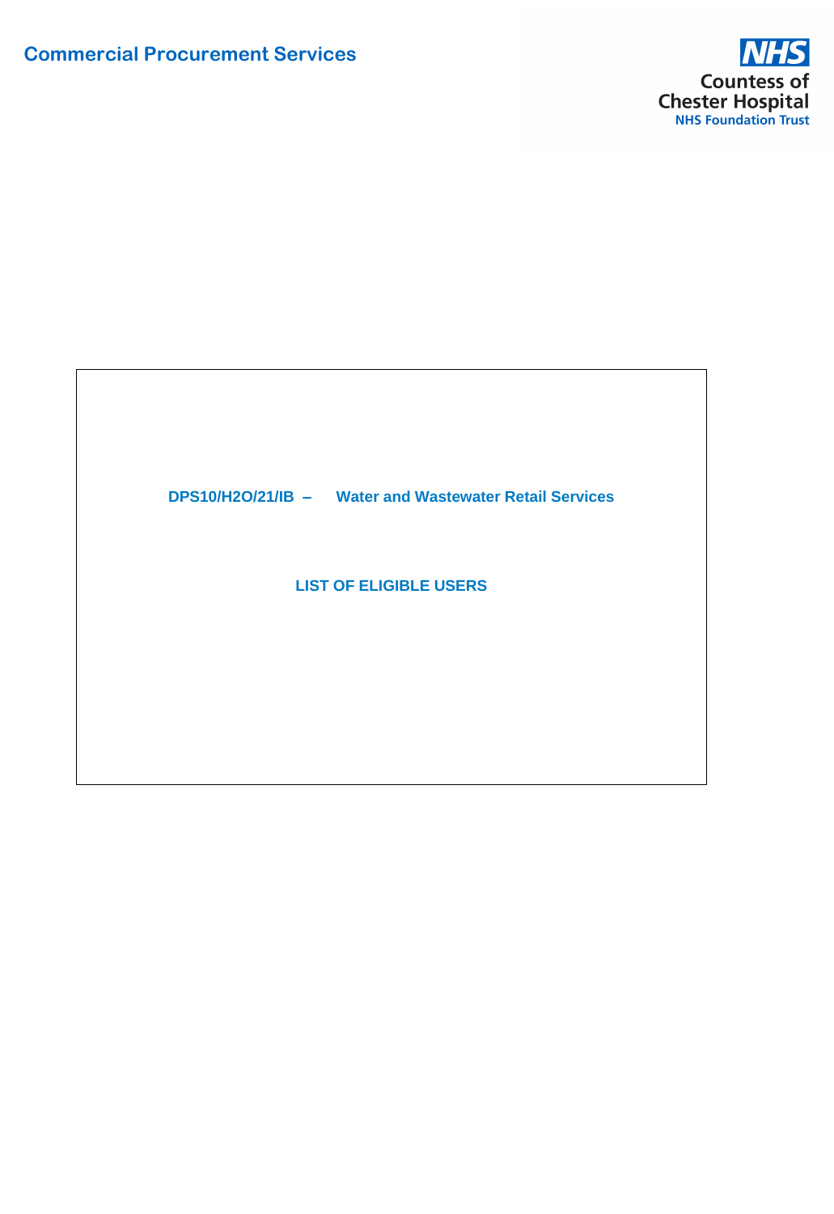**Commercial Procurement Services**

NHS
Countess of Chester Hospital
NHS Foundation Trust

**DPS10/H2O/21/IB – Water and Wastewater Retail Services**

**LIST OF ELIGIBLE USERS**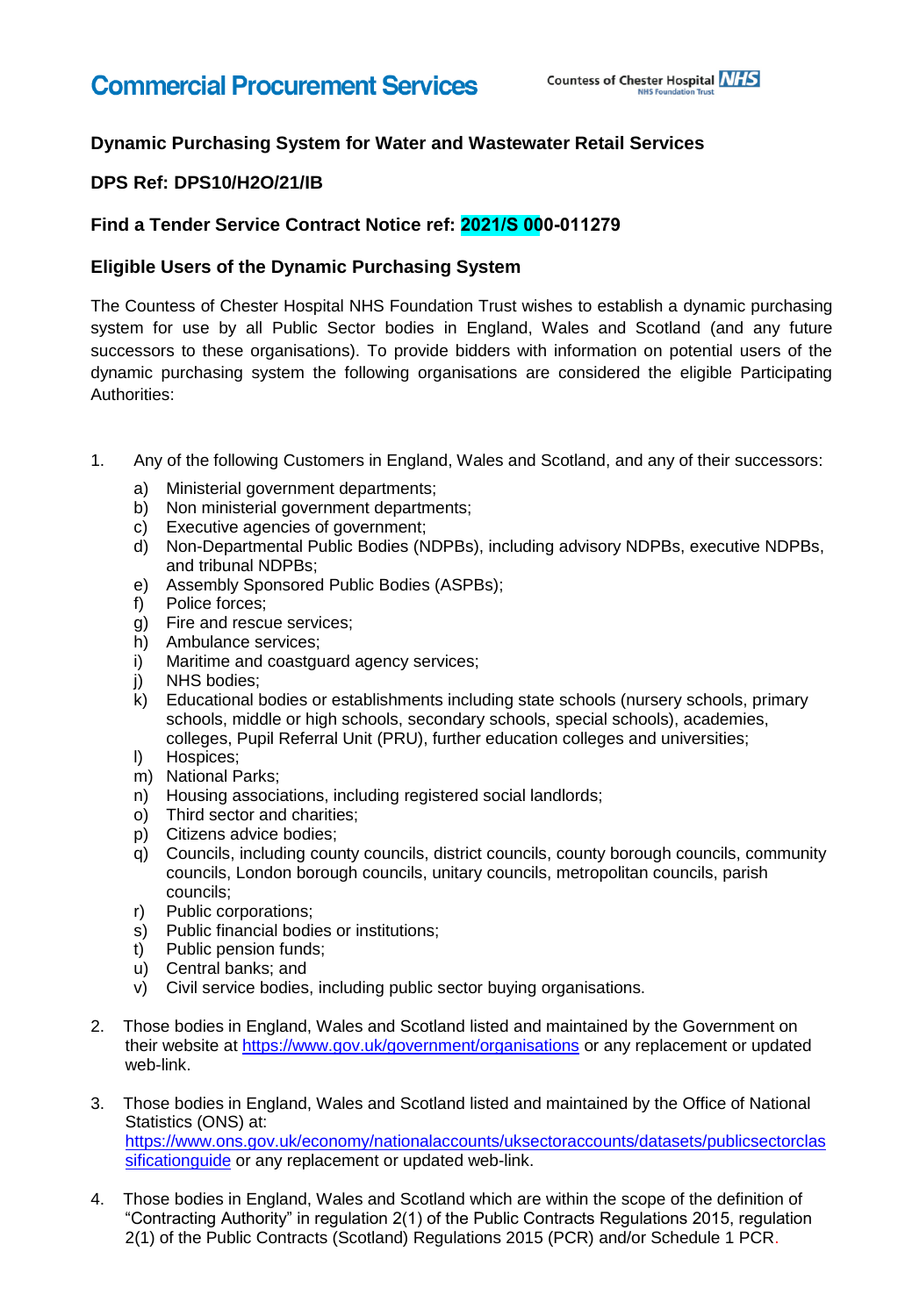# Commercial Procurement Services

Countess of Chester Hospital NHS Foundation Trust

**Dynamic Purchasing System for Water and Wastewater Retail Services**

**DPS Ref: DPS10/H2O/21/IB**

**Find a Tender Service Contract Notice ref: 2021/S 000-011279**

**Eligible Users of the Dynamic Purchasing System**

The Countess of Chester Hospital NHS Foundation Trust wishes to establish a dynamic purchasing system for use by all Public Sector bodies in England, Wales and Scotland (and any future successors to these organisations). To provide bidders with information on potential users of the dynamic purchasing system the following organisations are considered the eligible Participating Authorities:

1. Any of the following Customers in England, Wales and Scotland, and any of their successors:
   - a) Ministerial government departments;
   - b) Non ministerial government departments;
   - c) Executive agencies of government;
   - d) Non-Departmental Public Bodies (NDPBs), including advisory NDPBs, executive NDPBs, and tribunal NDPBs;
   - e) Assembly Sponsored Public Bodies (ASPBs);
   - f) Police forces;
   - g) Fire and rescue services;
   - h) Ambulance services;
   - i) Maritime and coastguard agency services;
   - j) NHS bodies;
   - k) Educational bodies or establishments including state schools (nursery schools, primary schools, middle or high schools, secondary schools, special schools), academies, colleges, Pupil Referral Unit (PRU), further education colleges and universities;
   - l) Hospices;
   - m) National Parks;
   - n) Housing associations, including registered social landlords;
   - o) Third sector and charities;
   - p) Citizens advice bodies;
   - q) Councils, including county councils, district councils, county borough councils, community councils, London borough councils, unitary councils, metropolitan councils, parish councils;
   - r) Public corporations;
   - s) Public financial bodies or institutions;
   - t) Public pension funds;
   - u) Central banks; and
   - v) Civil service bodies, including public sector buying organisations.

2. Those bodies in England, Wales and Scotland listed and maintained by the Government on their website at https://www.gov.uk/government/organisations or any replacement or updated web-link.

3. Those bodies in England, Wales and Scotland listed and maintained by the Office of National Statistics (ONS) at: https://www.ons.gov.uk/economy/nationalaccounts/uksectoraccounts/datasets/publicsectorclassificationguide or any replacement or updated web-link.

4. Those bodies in England, Wales and Scotland which are within the scope of the definition of "Contracting Authority" in regulation 2(1) of the Public Contracts Regulations 2015, regulation 2(1) of the Public Contracts (Scotland) Regulations 2015 (PCR) and/or Schedule 1 PCR.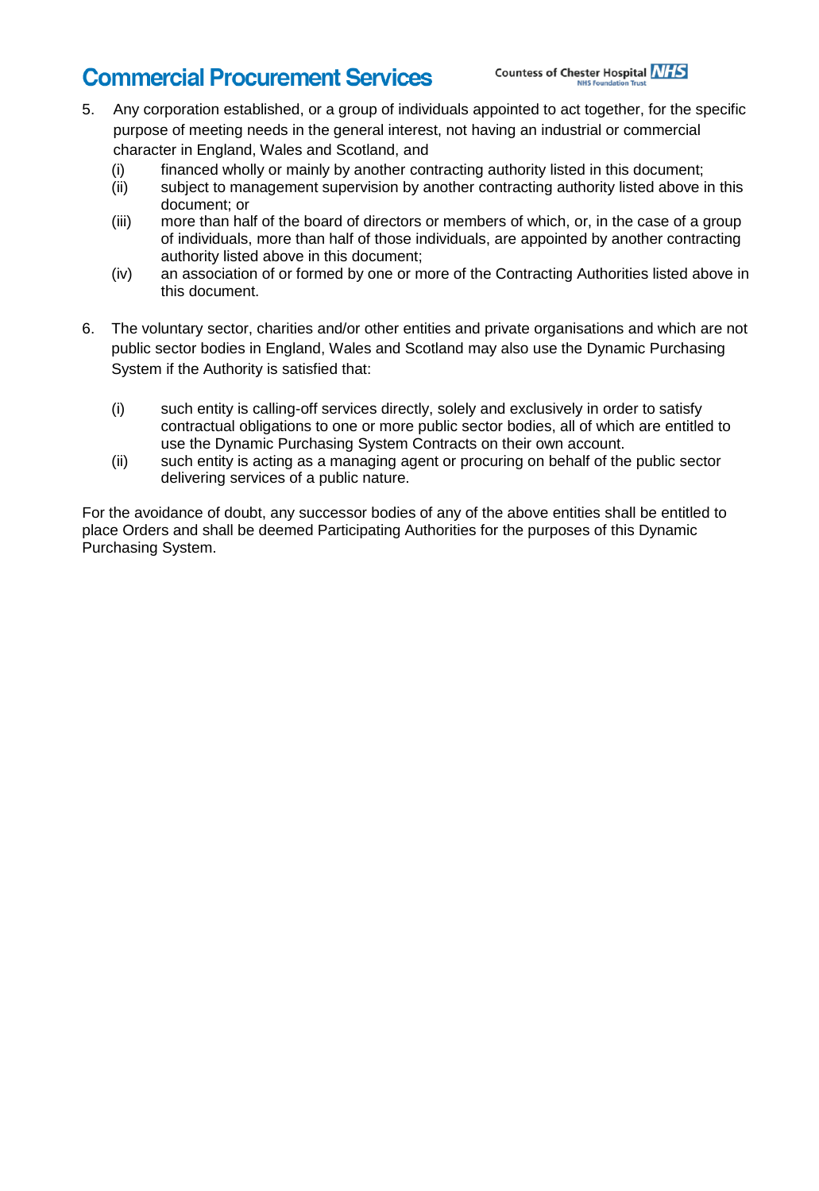5. Any corporation established, or a group of individuals appointed to act together, for the specific purpose of meeting needs in the general interest, not having an industrial or commercial character in England, Wales and Scotland, and
   - (i) financed wholly or mainly by another contracting authority listed in this document;
   - (ii) subject to management supervision by another contracting authority listed above in this document; or
   - (iii) more than half of the board of directors or members of which, or, in the case of a group of individuals, more than half of those individuals, are appointed by another contracting authority listed above in this document;
   - (iv) an association of or formed by one or more of the Contracting Authorities listed above in this document.

6. The voluntary sector, charities and/or other entities and private organisations and which are not public sector bodies in England, Wales and Scotland may also use the Dynamic Purchasing System if the Authority is satisfied that:

   - (i) such entity is calling-off services directly, solely and exclusively in order to satisfy contractual obligations to one or more public sector bodies, all of which are entitled to use the Dynamic Purchasing System Contracts on their own account.
   - (ii) such entity is acting as a managing agent or procuring on behalf of the public sector delivering services of a public nature.

For the avoidance of doubt, any successor bodies of any of the above entities shall be entitled to place Orders and shall be deemed Participating Authorities for the purposes of this Dynamic Purchasing System.